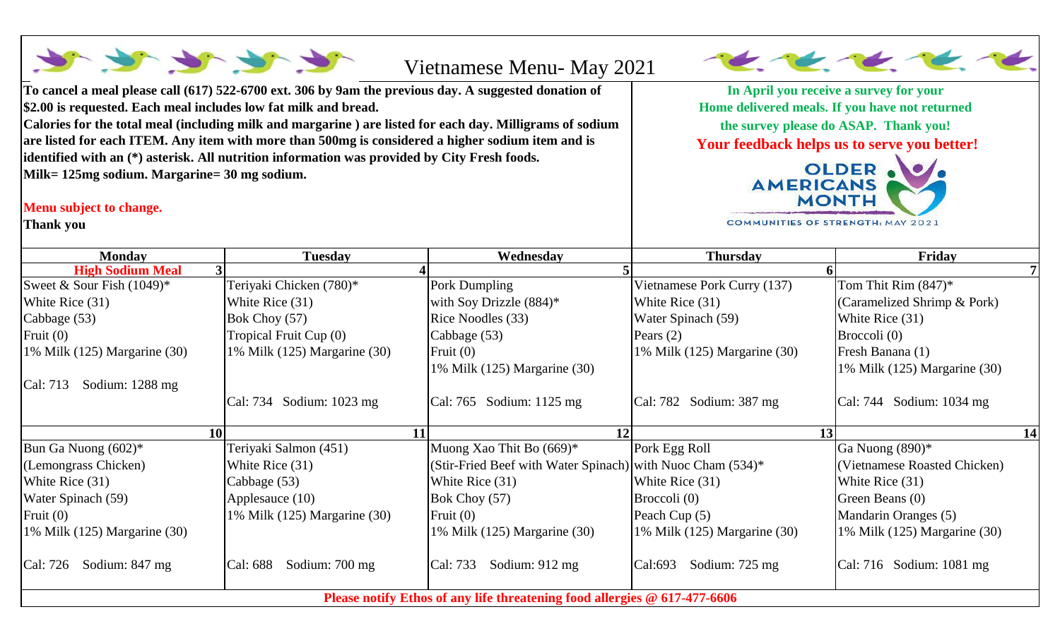# Vietnamese Menu- May 2021

**To cancel a meal please call (617) 522-6700 ext. 306 by 9am the previous day. A suggested donation of $2.00 is requested. Each meal includes low fat milk and bread.**
**Calories for the total meal (including milk and margarine ) are listed for each day. Milligrams of sodium are listed for each ITEM. Any item with more than 500mg is considered a higher sodium item and is identified with an (*) asterisk. All nutrition information was provided by City Fresh foods.**
**Milk= 125mg sodium. Margarine= 30 mg sodium.**

**Menu subject to change.**
**Thank you**

**In April you receive a survey for your Home delivered meals. If you have not returned the survey please do ASAP. Thank you!**
**Your feedback helps us to serve you better!**

OLDER AMERICANS MONTH
COMMUNITIES OF STRENGTH: MAY 2021

| Monday | Tuesday | Wednesday | Thursday | Friday |
|---|---|---|---|---|
| **High Sodium Meal** 3 | 4 | 5 | 6 | 7 |
| Sweet & Sour Fish (1049)*<br>White Rice (31)<br>Cabbage (53)<br>Fruit (0)<br>1% Milk (125) Margarine (30)<br><br>Cal: 713 Sodium: 1288 mg | Teriyaki Chicken (780)*<br>White Rice (31)<br>Bok Choy (57)<br>Tropical Fruit Cup (0)<br>1% Milk (125) Margarine (30)<br><br>Cal: 734 Sodium: 1023 mg | Pork Dumpling<br>with Soy Drizzle (884)*<br>Rice Noodles (33)<br>Cabbage (53)<br>Fruit (0)<br>1% Milk (125) Margarine (30)<br><br>Cal: 765 Sodium: 1125 mg | Vietnamese Pork Curry (137)<br>White Rice (31)<br>Water Spinach (59)<br>Pears (2)<br>1% Milk (125) Margarine (30)<br><br>Cal: 782 Sodium: 387 mg | Tom Thit Rim (847)*<br>(Caramelized Shrimp & Pork)<br>White Rice (31)<br>Broccoli (0)<br>Fresh Banana (1)<br>1% Milk (125) Margarine (30)<br><br>Cal: 744 Sodium: 1034 mg |
| 10 | 11 | 12 | 13 | 14 |
| Bun Ga Nuong (602)*<br>(Lemongrass Chicken)<br>White Rice (31)<br>Water Spinach (59)<br>Fruit (0)<br>1% Milk (125) Margarine (30)<br><br>Cal: 726 Sodium: 847 mg | Teriyaki Salmon (451)<br>White Rice (31)<br>Cabbage (53)<br>Applesauce (10)<br>1% Milk (125) Margarine (30)<br><br>Cal: 688 Sodium: 700 mg | Muong Xao Thit Bo (669)*<br>(Stir-Fried Beef with Water Spinach)<br>White Rice (31)<br>Bok Choy (57)<br>Fruit (0)<br>1% Milk (125) Margarine (30)<br><br>Cal: 733 Sodium: 912 mg | Pork Egg Roll<br>with Nuoc Cham (534)*<br>White Rice (31)<br>Broccoli (0)<br>Peach Cup (5)<br>1% Milk (125) Margarine (30)<br><br>Cal:693 Sodium: 725 mg | Ga Nuong (890)*<br>(Vietnamese Roasted Chicken)<br>White Rice (31)<br>Green Beans (0)<br>Mandarin Oranges (5)<br>1% Milk (125) Margarine (30)<br><br>Cal: 716 Sodium: 1081 mg |

**Please notify Ethos of any life threatening food allergies @ 617-477-6606**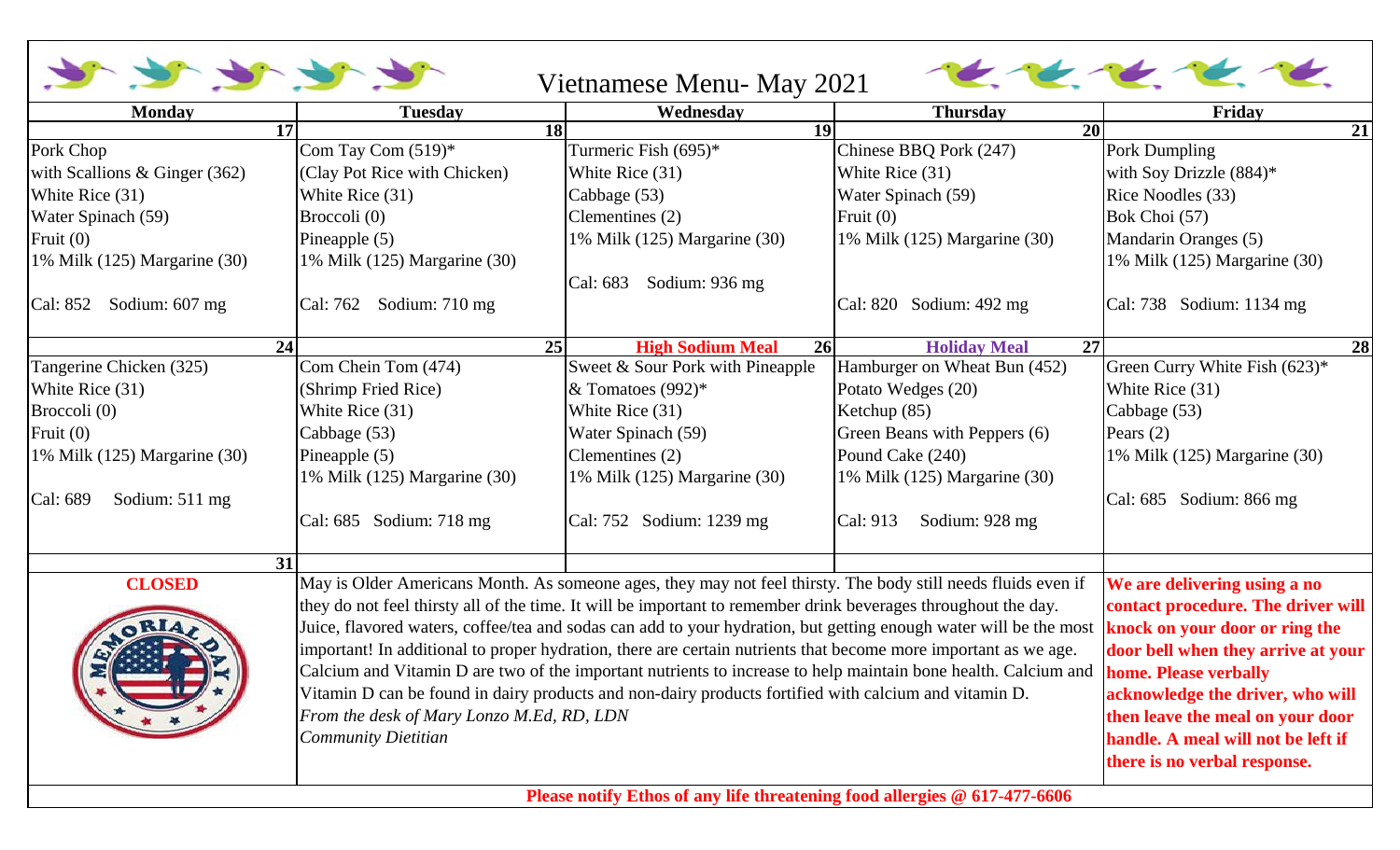# Vietnamese Menu- May 2021

| Monday | Tuesday | Wednesday | Thursday | Friday |
|---|---|---|---|---|
| 17 | 18 | 19 | 20 | 21 |
| Pork Chop<br>with Scallions & Ginger (362)<br>White Rice (31)<br>Water Spinach (59)<br>Fruit (0)<br>1% Milk (125) Margarine (30)<br><br>Cal: 852 Sodium: 607 mg | Com Tay Com (519)*<br>(Clay Pot Rice with Chicken)<br>White Rice (31)<br>Broccoli (0)<br>Pineapple (5)<br>1% Milk (125) Margarine (30)<br><br>Cal: 762 Sodium: 710 mg | Turmeric Fish (695)*<br>White Rice (31)<br>Cabbage (53)<br>Clementines (2)<br>1% Milk (125) Margarine (30)<br><br>Cal: 683 Sodium: 936 mg | Chinese BBQ Pork (247)<br>White Rice (31)<br>Water Spinach (59)<br>Fruit (0)<br>1% Milk (125) Margarine (30)<br><br>Cal: 820 Sodium: 492 mg | Pork Dumpling<br>with Soy Drizzle (884)*<br>Rice Noodles (33)<br>Bok Choi (57)<br>Mandarin Oranges (5)<br>1% Milk (125) Margarine (30)<br><br>Cal: 738 Sodium: 1134 mg |
| 24 | 25 | **High Sodium Meal** 26 | **Holiday Meal** 27 | 28 |
| Tangerine Chicken (325)<br>White Rice (31)<br>Broccoli (0)<br>Fruit (0)<br>1% Milk (125) Margarine (30)<br><br>Cal: 689 Sodium: 511 mg | Com Chein Tom (474)<br>(Shrimp Fried Rice)<br>White Rice (31)<br>Cabbage (53)<br>Pineapple (5)<br>1% Milk (125) Margarine (30)<br><br>Cal: 685 Sodium: 718 mg | Sweet & Sour Pork with Pineapple & Tomatoes (992)*<br>White Rice (31)<br>Water Spinach (59)<br>Clementines (2)<br>1% Milk (125) Margarine (30)<br><br>Cal: 752 Sodium: 1239 mg | Hamburger on Wheat Bun (452)<br>Potato Wedges (20)<br>Ketchup (85)<br>Green Beans with Peppers (6)<br>Pound Cake (240)<br>1% Milk (125) Margarine (30)<br><br>Cal: 913 Sodium: 928 mg | Green Curry White Fish (623)*<br>White Rice (31)<br>Cabbage (53)<br>Pears (2)<br>1% Milk (125) Margarine (30)<br><br>Cal: 685 Sodium: 866 mg |
| 31 | | | | |
| **CLOSED**<br>MEMORIAL DAY | May is Older Americans Month. As someone ages, they may not feel thirsty. The body still needs fluids even if they do not feel thirsty all of the time. It will be important to remember drink beverages throughout the day. Juice, flavored waters, coffee/tea and sodas can add to your hydration, but getting enough water will be the most important! In additional to proper hydration, there are certain nutrients that become more important as we age. Calcium and Vitamin D are two of the important nutrients to increase to help maintain bone health. Calcium and Vitamin D can be found in dairy products and non-dairy products fortified with calcium and vitamin D.<br>*From the desk of Mary Lonzo M.Ed, RD, LDN*<br>*Community Dietitian* | | | **We are delivering using a no contact procedure. The driver will knock on your door or ring the door bell when they arrive at your home. Please verbally acknowledge the driver, who will then leave the meal on your door handle. A meal will not be left if there is no verbal response.** |

**Please notify Ethos of any life threatening food allergies @ 617-477-6606**